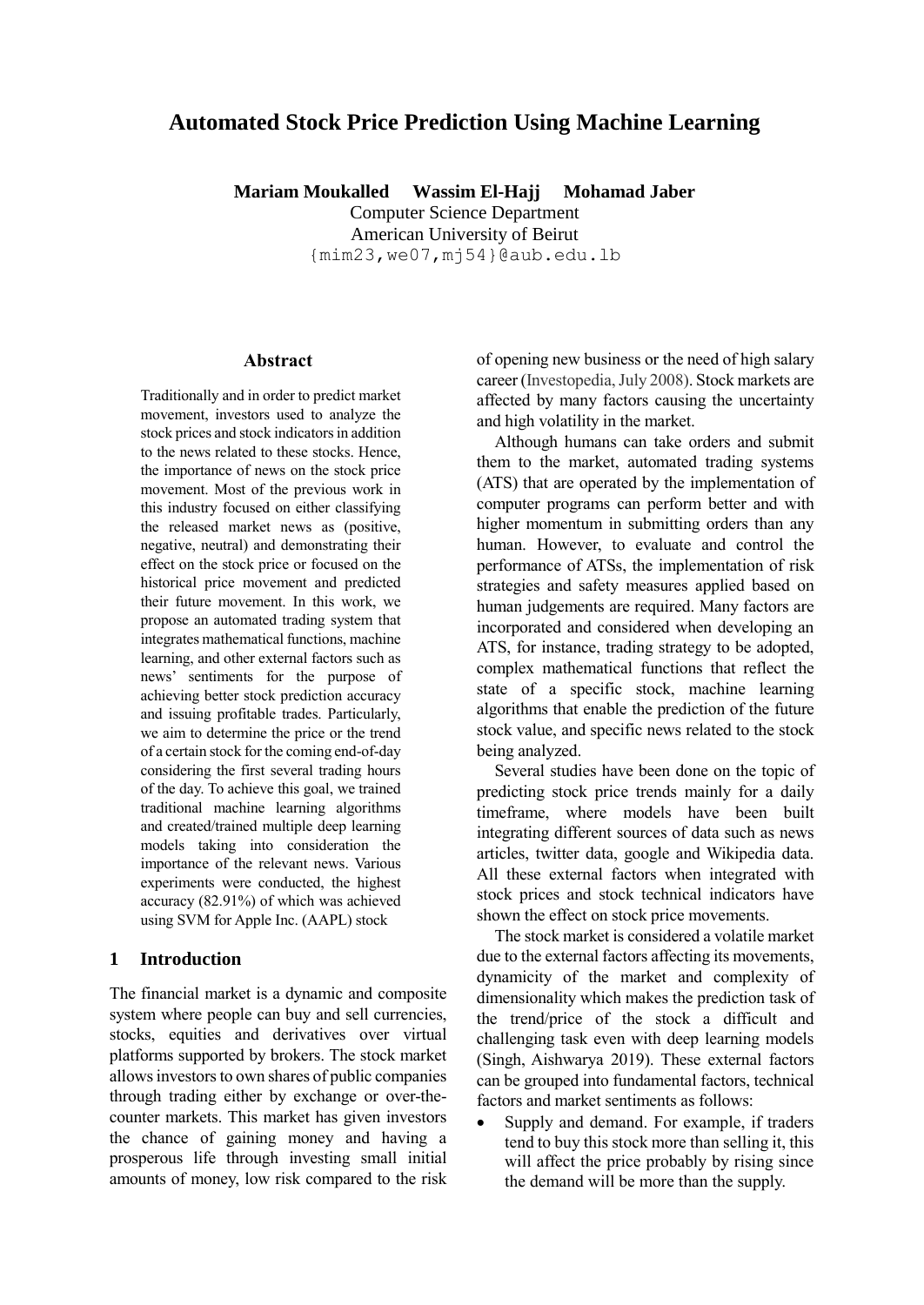# Automated Stock Price Prediction Using Machine Learning

**Mariam Moukalled Wassim El-Hajj Mohamad Jaber**

Computer Science Department
American University of Beirut
{mim23,we07,mj54}@aub.edu.lb

## Abstract

Traditionally and in order to predict market movement, investors used to analyze the stock prices and stock indicators in addition to the news related to these stocks. Hence, the importance of news on the stock price movement. Most of the previous work in this industry focused on either classifying the released market news as (positive, negative, neutral) and demonstrating their effect on the stock price or focused on the historical price movement and predicted their future movement. In this work, we propose an automated trading system that integrates mathematical functions, machine learning, and other external factors such as news' sentiments for the purpose of achieving better stock prediction accuracy and issuing profitable trades. Particularly, we aim to determine the price or the trend of a certain stock for the coming end-of-day considering the first several trading hours of the day. To achieve this goal, we trained traditional machine learning algorithms and created/trained multiple deep learning models taking into consideration the importance of the relevant news. Various experiments were conducted, the highest accuracy (82.91%) of which was achieved using SVM for Apple Inc. (AAPL) stock

## 1 Introduction

The financial market is a dynamic and composite system where people can buy and sell currencies, stocks, equities and derivatives over virtual platforms supported by brokers. The stock market allows investors to own shares of public companies through trading either by exchange or over-the-counter markets. This market has given investors the chance of gaining money and having a prosperous life through investing small initial amounts of money, low risk compared to the risk of opening new business or the need of high salary career (Investopedia, July 2008). Stock markets are affected by many factors causing the uncertainty and high volatility in the market.

Although humans can take orders and submit them to the market, automated trading systems (ATS) that are operated by the implementation of computer programs can perform better and with higher momentum in submitting orders than any human. However, to evaluate and control the performance of ATSs, the implementation of risk strategies and safety measures applied based on human judgements are required. Many factors are incorporated and considered when developing an ATS, for instance, trading strategy to be adopted, complex mathematical functions that reflect the state of a specific stock, machine learning algorithms that enable the prediction of the future stock value, and specific news related to the stock being analyzed.

Several studies have been done on the topic of predicting stock price trends mainly for a daily timeframe, where models have been built integrating different sources of data such as news articles, twitter data, google and Wikipedia data. All these external factors when integrated with stock prices and stock technical indicators have shown the effect on stock price movements.

The stock market is considered a volatile market due to the external factors affecting its movements, dynamicity of the market and complexity of dimensionality which makes the prediction task of the trend/price of the stock a difficult and challenging task even with deep learning models (Singh, Aishwarya 2019). These external factors can be grouped into fundamental factors, technical factors and market sentiments as follows:

- Supply and demand. For example, if traders tend to buy this stock more than selling it, this will affect the price probably by rising since the demand will be more than the supply.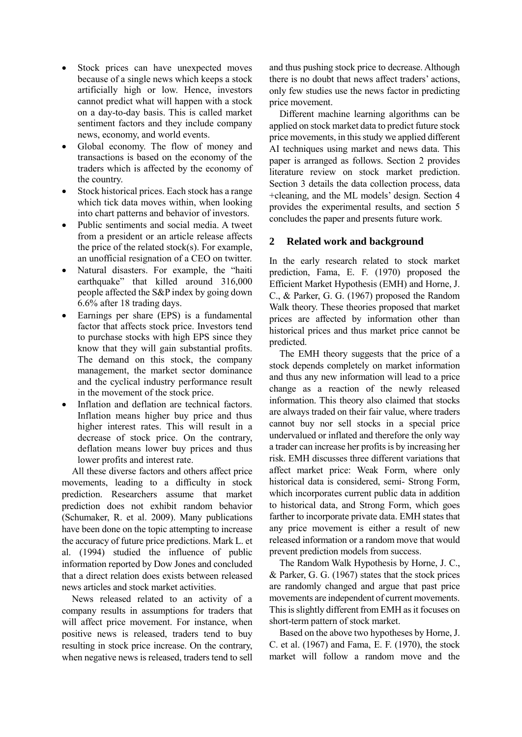- Stock prices can have unexpected moves because of a single news which keeps a stock artificially high or low. Hence, investors cannot predict what will happen with a stock on a day-to-day basis. This is called market sentiment factors and they include company news, economy, and world events.
- Global economy. The flow of money and transactions is based on the economy of the traders which is affected by the economy of the country.
- Stock historical prices. Each stock has a range which tick data moves within, when looking into chart patterns and behavior of investors.
- Public sentiments and social media. A tweet from a president or an article release affects the price of the related stock(s). For example, an unofficial resignation of a CEO on twitter.
- Natural disasters. For example, the "haiti earthquake" that killed around 316,000 people affected the S&P index by going down 6.6% after 18 trading days.
- Earnings per share (EPS) is a fundamental factor that affects stock price. Investors tend to purchase stocks with high EPS since they know that they will gain substantial profits. The demand on this stock, the company management, the market sector dominance and the cyclical industry performance result in the movement of the stock price.
- Inflation and deflation are technical factors. Inflation means higher buy price and thus higher interest rates. This will result in a decrease of stock price. On the contrary, deflation means lower buy prices and thus lower profits and interest rate.

All these diverse factors and others affect price movements, leading to a difficulty in stock prediction. Researchers assume that market prediction does not exhibit random behavior (Schumaker, R. et al. 2009). Many publications have been done on the topic attempting to increase the accuracy of future price predictions. Mark L. et al. (1994) studied the influence of public information reported by Dow Jones and concluded that a direct relation does exists between released news articles and stock market activities.

News released related to an activity of a company results in assumptions for traders that will affect price movement. For instance, when positive news is released, traders tend to buy resulting in stock price increase. On the contrary, when negative news is released, traders tend to sell and thus pushing stock price to decrease. Although there is no doubt that news affect traders' actions, only few studies use the news factor in predicting price movement.

Different machine learning algorithms can be applied on stock market data to predict future stock price movements, in this study we applied different AI techniques using market and news data. This paper is arranged as follows. Section 2 provides literature review on stock market prediction. Section 3 details the data collection process, data +cleaning, and the ML models' design. Section 4 provides the experimental results, and section 5 concludes the paper and presents future work.

## 2 Related work and background

In the early research related to stock market prediction, Fama, E. F. (1970) proposed the Efficient Market Hypothesis (EMH) and Horne, J. C., & Parker, G. G. (1967) proposed the Random Walk theory. These theories proposed that market prices are affected by information other than historical prices and thus market price cannot be predicted.

The EMH theory suggests that the price of a stock depends completely on market information and thus any new information will lead to a price change as a reaction of the newly released information. This theory also claimed that stocks are always traded on their fair value, where traders cannot buy nor sell stocks in a special price undervalued or inflated and therefore the only way a trader can increase her profits is by increasing her risk. EMH discusses three different variations that affect market price: Weak Form, where only historical data is considered, semi- Strong Form, which incorporates current public data in addition to historical data, and Strong Form, which goes farther to incorporate private data. EMH states that any price movement is either a result of new released information or a random move that would prevent prediction models from success.

The Random Walk Hypothesis by Horne, J. C., & Parker, G. G. (1967) states that the stock prices are randomly changed and argue that past price movements are independent of current movements. This is slightly different from EMH as it focuses on short-term pattern of stock market.

Based on the above two hypotheses by Horne, J. C. et al. (1967) and Fama, E. F. (1970), the stock market will follow a random move and the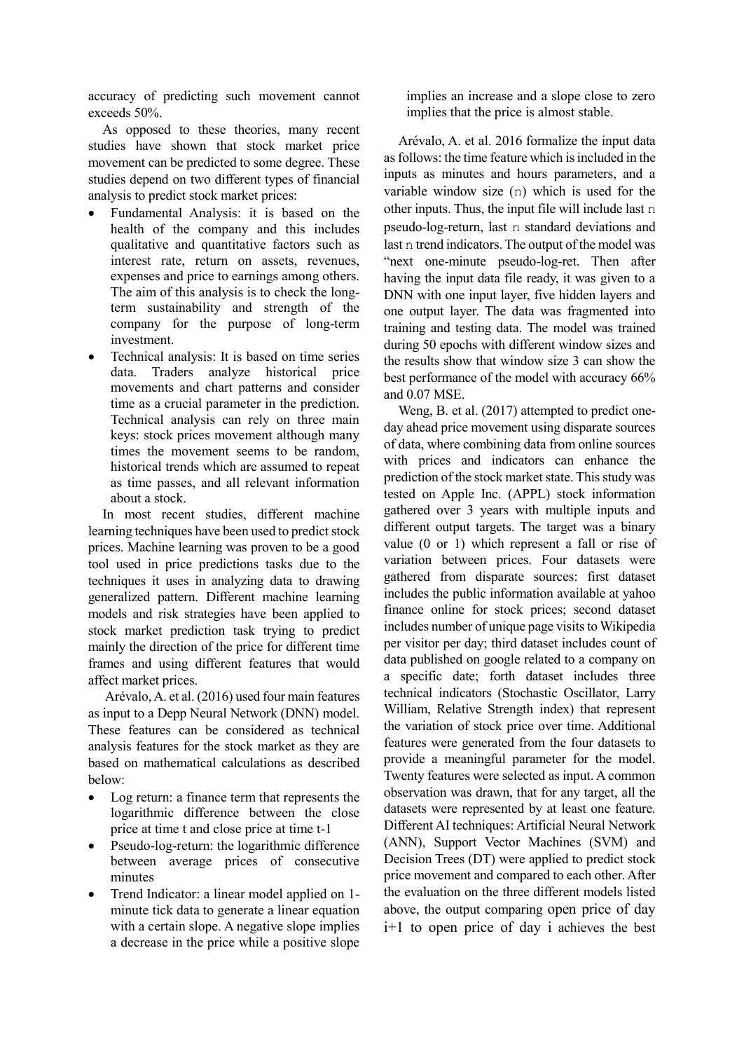accuracy of predicting such movement cannot exceeds 50%.

As opposed to these theories, many recent studies have shown that stock market price movement can be predicted to some degree. These studies depend on two different types of financial analysis to predict stock market prices:

- Fundamental Analysis: it is based on the health of the company and this includes qualitative and quantitative factors such as interest rate, return on assets, revenues, expenses and price to earnings among others. The aim of this analysis is to check the long-term sustainability and strength of the company for the purpose of long-term investment.
- Technical analysis: It is based on time series data. Traders analyze historical price movements and chart patterns and consider time as a crucial parameter in the prediction. Technical analysis can rely on three main keys: stock prices movement although many times the movement seems to be random, historical trends which are assumed to repeat as time passes, and all relevant information about a stock.

In most recent studies, different machine learning techniques have been used to predict stock prices. Machine learning was proven to be a good tool used in price predictions tasks due to the techniques it uses in analyzing data to drawing generalized pattern. Different machine learning models and risk strategies have been applied to stock market prediction task trying to predict mainly the direction of the price for different time frames and using different features that would affect market prices.

Arévalo, A. et al. (2016) used four main features as input to a Depp Neural Network (DNN) model. These features can be considered as technical analysis features for the stock market as they are based on mathematical calculations as described below:

- Log return: a finance term that represents the logarithmic difference between the close price at time t and close price at time t-1
- Pseudo-log-return: the logarithmic difference between average prices of consecutive minutes
- Trend Indicator: a linear model applied on 1-minute tick data to generate a linear equation with a certain slope. A negative slope implies a decrease in the price while a positive slope implies an increase and a slope close to zero implies that the price is almost stable.

Arévalo, A. et al. 2016 formalize the input data as follows: the time feature which is included in the inputs as minutes and hours parameters, and a variable window size (n) which is used for the other inputs. Thus, the input file will include last n pseudo-log-return, last n standard deviations and last n trend indicators. The output of the model was "next one-minute pseudo-log-ret. Then after having the input data file ready, it was given to a DNN with one input layer, five hidden layers and one output layer. The data was fragmented into training and testing data. The model was trained during 50 epochs with different window sizes and the results show that window size 3 can show the best performance of the model with accuracy 66% and 0.07 MSE.

Weng, B. et al. (2017) attempted to predict one-day ahead price movement using disparate sources of data, where combining data from online sources with prices and indicators can enhance the prediction of the stock market state. This study was tested on Apple Inc. (APPL) stock information gathered over 3 years with multiple inputs and different output targets. The target was a binary value (0 or 1) which represent a fall or rise of variation between prices. Four datasets were gathered from disparate sources: first dataset includes the public information available at yahoo finance online for stock prices; second dataset includes number of unique page visits to Wikipedia per visitor per day; third dataset includes count of data published on google related to a company on a specific date; forth dataset includes three technical indicators (Stochastic Oscillator, Larry William, Relative Strength index) that represent the variation of stock price over time. Additional features were generated from the four datasets to provide a meaningful parameter for the model. Twenty features were selected as input. A common observation was drawn, that for any target, all the datasets were represented by at least one feature. Different AI techniques: Artificial Neural Network (ANN), Support Vector Machines (SVM) and Decision Trees (DT) were applied to predict stock price movement and compared to each other. After the evaluation on the three different models listed above, the output comparing open price of day i+1 to open price of day i achieves the best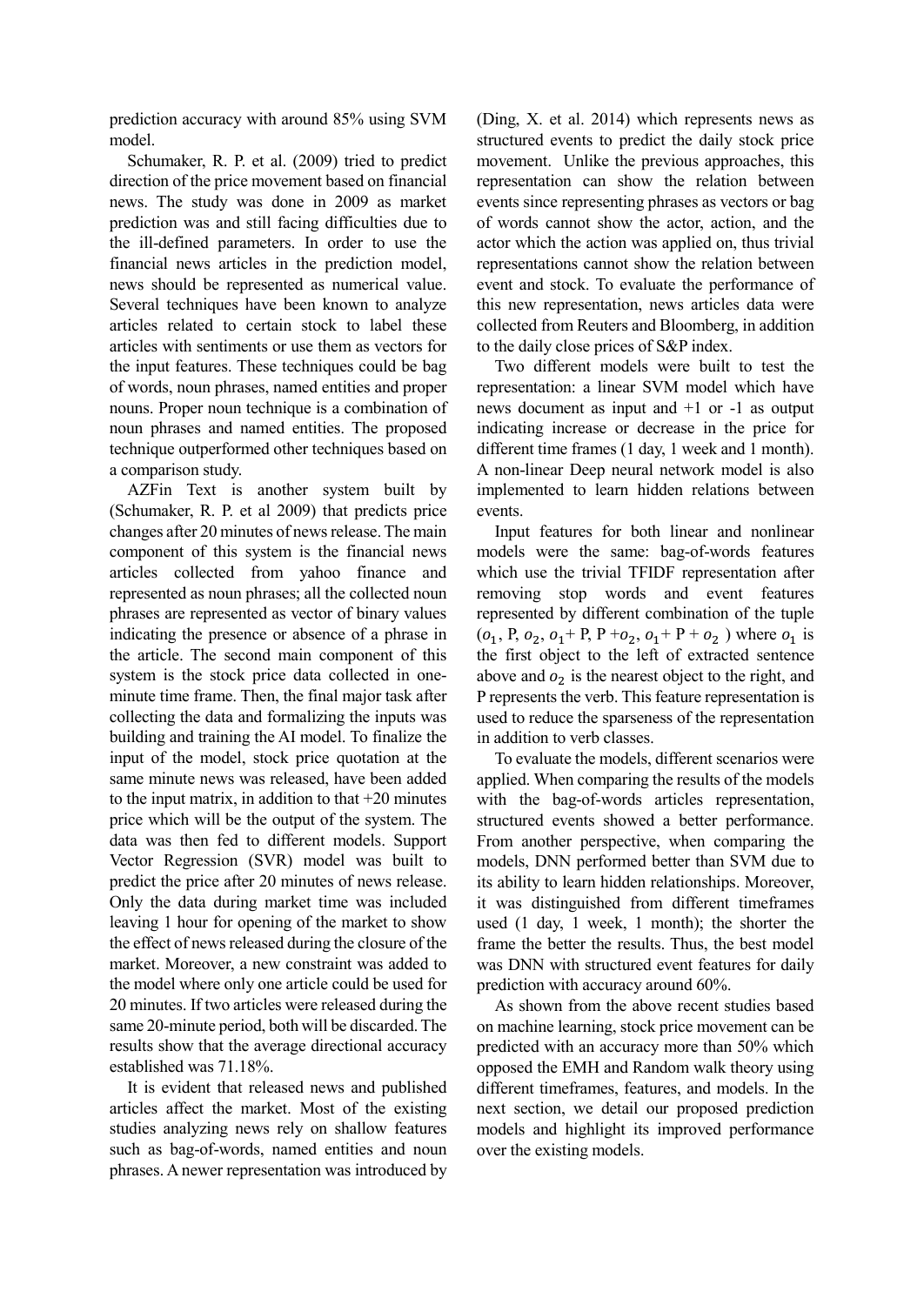prediction accuracy with around 85% using SVM model.

Schumaker, R. P. et al. (2009) tried to predict direction of the price movement based on financial news. The study was done in 2009 as market prediction was and still facing difficulties due to the ill-defined parameters. In order to use the financial news articles in the prediction model, news should be represented as numerical value. Several techniques have been known to analyze articles related to certain stock to label these articles with sentiments or use them as vectors for the input features. These techniques could be bag of words, noun phrases, named entities and proper nouns. Proper noun technique is a combination of noun phrases and named entities. The proposed technique outperformed other techniques based on a comparison study.

AZFin Text is another system built by (Schumaker, R. P. et al 2009) that predicts price changes after 20 minutes of news release. The main component of this system is the financial news articles collected from yahoo finance and represented as noun phrases; all the collected noun phrases are represented as vector of binary values indicating the presence or absence of a phrase in the article. The second main component of this system is the stock price data collected in one-minute time frame. Then, the final major task after collecting the data and formalizing the inputs was building and training the AI model. To finalize the input of the model, stock price quotation at the same minute news was released, have been added to the input matrix, in addition to that +20 minutes price which will be the output of the system. The data was then fed to different models. Support Vector Regression (SVR) model was built to predict the price after 20 minutes of news release. Only the data during market time was included leaving 1 hour for opening of the market to show the effect of news released during the closure of the market. Moreover, a new constraint was added to the model where only one article could be used for 20 minutes. If two articles were released during the same 20-minute period, both will be discarded. The results show that the average directional accuracy established was 71.18%.

It is evident that released news and published articles affect the market. Most of the existing studies analyzing news rely on shallow features such as bag-of-words, named entities and noun phrases. A newer representation was introduced by (Ding, X. et al. 2014) which represents news as structured events to predict the daily stock price movement. Unlike the previous approaches, this representation can show the relation between events since representing phrases as vectors or bag of words cannot show the actor, action, and the actor which the action was applied on, thus trivial representations cannot show the relation between event and stock. To evaluate the performance of this new representation, news articles data were collected from Reuters and Bloomberg, in addition to the daily close prices of S&P index.

Two different models were built to test the representation: a linear SVM model which have news document as input and +1 or -1 as output indicating increase or decrease in the price for different time frames (1 day, 1 week and 1 month). A non-linear Deep neural network model is also implemented to learn hidden relations between events.

Input features for both linear and nonlinear models were the same: bag-of-words features which use the trivial TFIDF representation after removing stop words and event features represented by different combination of the tuple ($o_1$, P, $o_2$, $o_1$+ P, P +$o_2$, $o_1$+ P + $o_2$ ) where $o_1$ is the first object to the left of extracted sentence above and $o_2$ is the nearest object to the right, and P represents the verb. This feature representation is used to reduce the sparseness of the representation in addition to verb classes.

To evaluate the models, different scenarios were applied. When comparing the results of the models with the bag-of-words articles representation, structured events showed a better performance. From another perspective, when comparing the models, DNN performed better than SVM due to its ability to learn hidden relationships. Moreover, it was distinguished from different timeframes used (1 day, 1 week, 1 month); the shorter the frame the better the results. Thus, the best model was DNN with structured event features for daily prediction with accuracy around 60%.

As shown from the above recent studies based on machine learning, stock price movement can be predicted with an accuracy more than 50% which opposed the EMH and Random walk theory using different timeframes, features, and models. In the next section, we detail our proposed prediction models and highlight its improved performance over the existing models.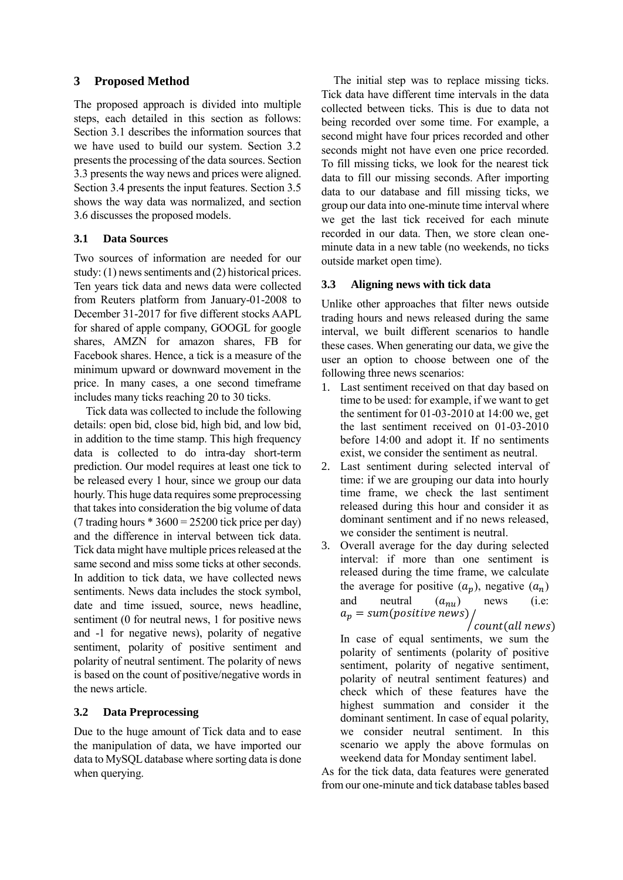## 3 Proposed Method

The proposed approach is divided into multiple steps, each detailed in this section as follows: Section 3.1 describes the information sources that we have used to build our system. Section 3.2 presents the processing of the data sources. Section 3.3 presents the way news and prices were aligned. Section 3.4 presents the input features. Section 3.5 shows the way data was normalized, and section 3.6 discusses the proposed models.

### 3.1 Data Sources

Two sources of information are needed for our study: (1) news sentiments and (2) historical prices. Ten years tick data and news data were collected from Reuters platform from January-01-2008 to December 31-2017 for five different stocks AAPL for shared of apple company, GOOGL for google shares, AMZN for amazon shares, FB for Facebook shares. Hence, a tick is a measure of the minimum upward or downward movement in the price. In many cases, a one second timeframe includes many ticks reaching 20 to 30 ticks.

Tick data was collected to include the following details: open bid, close bid, high bid, and low bid, in addition to the time stamp. This high frequency data is collected to do intra-day short-term prediction. Our model requires at least one tick to be released every 1 hour, since we group our data hourly. This huge data requires some preprocessing that takes into consideration the big volume of data (7 trading hours * 3600 = 25200 tick price per day) and the difference in interval between tick data. Tick data might have multiple prices released at the same second and miss some ticks at other seconds. In addition to tick data, we have collected news sentiments. News data includes the stock symbol, date and time issued, source, news headline, sentiment (0 for neutral news, 1 for positive news and -1 for negative news), polarity of negative sentiment, polarity of positive sentiment and polarity of neutral sentiment. The polarity of news is based on the count of positive/negative words in the news article.

### 3.2 Data Preprocessing

Due to the huge amount of Tick data and to ease the manipulation of data, we have imported our data to MySQL database where sorting data is done when querying.

The initial step was to replace missing ticks. Tick data have different time intervals in the data collected between ticks. This is due to data not being recorded over some time. For example, a second might have four prices recorded and other seconds might not have even one price recorded. To fill missing ticks, we look for the nearest tick data to fill our missing seconds. After importing data to our database and fill missing ticks, we group our data into one-minute time interval where we get the last tick received for each minute recorded in our data. Then, we store clean one-minute data in a new table (no weekends, no ticks outside market open time).

### 3.3 Aligning news with tick data

Unlike other approaches that filter news outside trading hours and news released during the same interval, we built different scenarios to handle these cases. When generating our data, we give the user an option to choose between one of the following three news scenarios:

1. Last sentiment received on that day based on time to be used: for example, if we want to get the sentiment for 01-03-2010 at 14:00 we, get the last sentiment received on 01-03-2010 before 14:00 and adopt it. If no sentiments exist, we consider the sentiment as neutral.
2. Last sentiment during selected interval of time: if we are grouping our data into hourly time frame, we check the last sentiment released during this hour and consider it as dominant sentiment and if no news released, we consider the sentiment is neutral.
3. Overall average for the day during selected interval: if more than one sentiment is released during the time frame, we calculate the average for positive ($a_p$), negative ($a_n$) and neutral ($a_{nu}$) news (i.e: $a_p = sum(positive\ news) / count(all\ news)$)
   In case of equal sentiments, we sum the polarity of sentiments (polarity of positive sentiment, polarity of negative sentiment, polarity of neutral sentiment features) and check which of these features have the highest summation and consider it the dominant sentiment. In case of equal polarity, we consider neutral sentiment. In this scenario we apply the above formulas on weekend data for Monday sentiment label.

As for the tick data, data features were generated from our one-minute and tick database tables based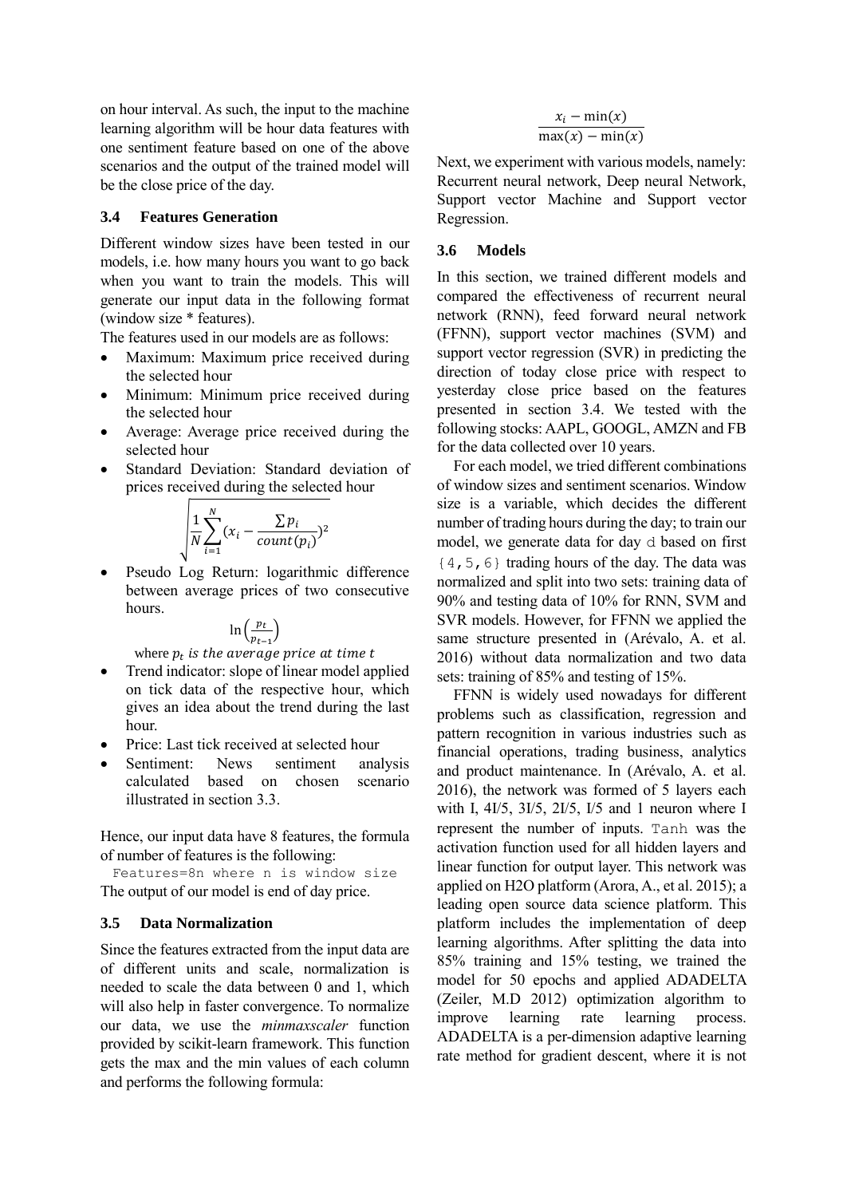on hour interval. As such, the input to the machine learning algorithm will be hour data features with one sentiment feature based on one of the above scenarios and the output of the trained model will be the close price of the day.

### 3.4 Features Generation

Different window sizes have been tested in our models, i.e. how many hours you want to go back when you want to train the models. This will generate our input data in the following format (window size * features).

The features used in our models are as follows:

- Maximum: Maximum price received during the selected hour
- Minimum: Minimum price received during the selected hour
- Average: Average price received during the selected hour
- Standard Deviation: Standard deviation of prices received during the selected hour

$$\sqrt{\frac{1}{N}\sum_{i=1}^{N}(x_i - \frac{\sum p_i}{count(p_i)})^2}$$

- Pseudo Log Return: logarithmic difference between average prices of two consecutive hours.

$$\ln\left(\frac{p_t}{p_{t-1}}\right)$$

where $p_t$ *is the average price at time t*

- Trend indicator: slope of linear model applied on tick data of the respective hour, which gives an idea about the trend during the last hour.
- Price: Last tick received at selected hour
- Sentiment: News sentiment analysis calculated based on chosen scenario illustrated in section 3.3.

Hence, our input data have 8 features, the formula of number of features is the following:

```
Features=8n where n is window size
```

The output of our model is end of day price.

### 3.5 Data Normalization

Since the features extracted from the input data are of different units and scale, normalization is needed to scale the data between 0 and 1, which will also help in faster convergence. To normalize our data, we use the *minmaxscaler* function provided by scikit-learn framework. This function gets the max and the min values of each column and performs the following formula:

$$\frac{x_i - \min(x)}{\max(x) - \min(x)}$$

Next, we experiment with various models, namely: Recurrent neural network, Deep neural Network, Support vector Machine and Support vector Regression.

### 3.6 Models

In this section, we trained different models and compared the effectiveness of recurrent neural network (RNN), feed forward neural network (FFNN), support vector machines (SVM) and support vector regression (SVR) in predicting the direction of today close price with respect to yesterday close price based on the features presented in section 3.4. We tested with the following stocks: AAPL, GOOGL, AMZN and FB for the data collected over 10 years.

For each model, we tried different combinations of window sizes and sentiment scenarios. Window size is a variable, which decides the different number of trading hours during the day; to train our model, we generate data for day `d` based on first `{4,5,6}` trading hours of the day. The data was normalized and split into two sets: training data of 90% and testing data of 10% for RNN, SVM and SVR models. However, for FFNN we applied the same structure presented in (Arévalo, A. et al. 2016) without data normalization and two data sets: training of 85% and testing of 15%.

FFNN is widely used nowadays for different problems such as classification, regression and pattern recognition in various industries such as financial operations, trading business, analytics and product maintenance. In (Arévalo, A. et al. 2016), the network was formed of 5 layers each with I, 4I/5, 3I/5, 2I/5, I/5 and 1 neuron where I represent the number of inputs. `Tanh` was the activation function used for all hidden layers and linear function for output layer. This network was applied on H2O platform (Arora, A., et al. 2015); a leading open source data science platform. This platform includes the implementation of deep learning algorithms. After splitting the data into 85% training and 15% testing, we trained the model for 50 epochs and applied ADADELTA (Zeiler, M.D 2012) optimization algorithm to improve learning rate learning process. ADADELTA is a per-dimension adaptive learning rate method for gradient descent, where it is not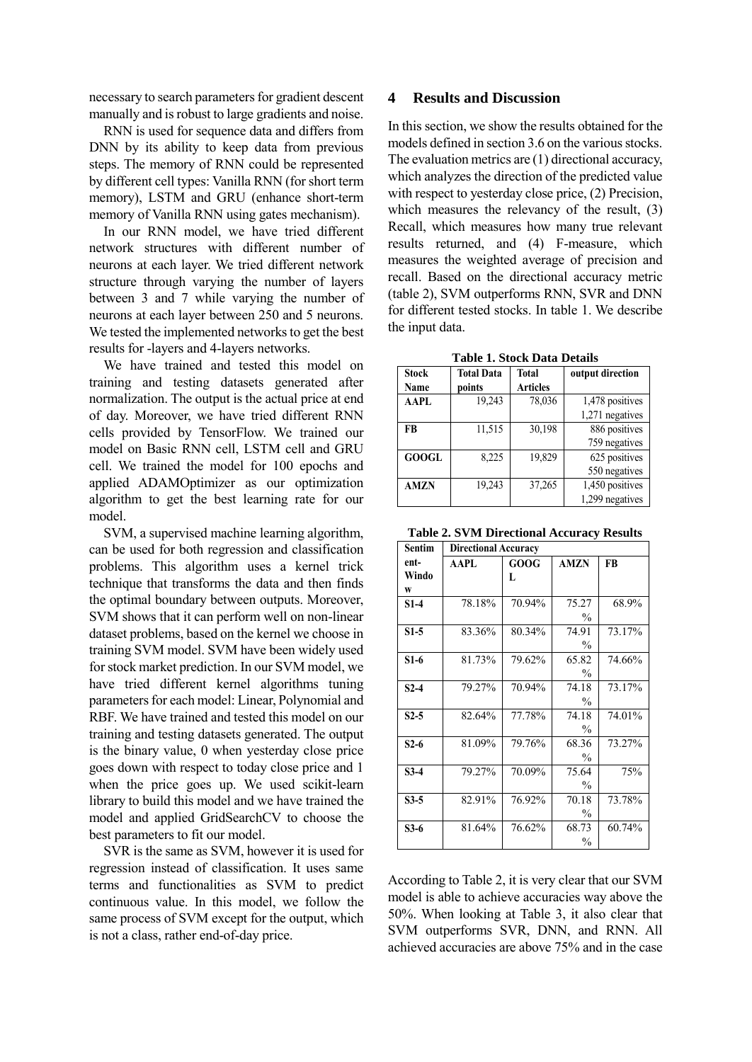necessary to search parameters for gradient descent manually and is robust to large gradients and noise.

RNN is used for sequence data and differs from DNN by its ability to keep data from previous steps. The memory of RNN could be represented by different cell types: Vanilla RNN (for short term memory), LSTM and GRU (enhance short-term memory of Vanilla RNN using gates mechanism).

In our RNN model, we have tried different network structures with different number of neurons at each layer. We tried different network structure through varying the number of layers between 3 and 7 while varying the number of neurons at each layer between 250 and 5 neurons. We tested the implemented networks to get the best results for -layers and 4-layers networks.

We have trained and tested this model on training and testing datasets generated after normalization. The output is the actual price at end of day. Moreover, we have tried different RNN cells provided by TensorFlow. We trained our model on Basic RNN cell, LSTM cell and GRU cell. We trained the model for 100 epochs and applied ADAMOptimizer as our optimization algorithm to get the best learning rate for our model.

SVM, a supervised machine learning algorithm, can be used for both regression and classification problems. This algorithm uses a kernel trick technique that transforms the data and then finds the optimal boundary between outputs. Moreover, SVM shows that it can perform well on non-linear dataset problems, based on the kernel we choose in training SVM model. SVM have been widely used for stock market prediction. In our SVM model, we have tried different kernel algorithms tuning parameters for each model: Linear, Polynomial and RBF. We have trained and tested this model on our training and testing datasets generated. The output is the binary value, 0 when yesterday close price goes down with respect to today close price and 1 when the price goes up. We used scikit-learn library to build this model and we have trained the model and applied GridSearchCV to choose the best parameters to fit our model.

SVR is the same as SVM, however it is used for regression instead of classification. It uses same terms and functionalities as SVM to predict continuous value. In this model, we follow the same process of SVM except for the output, which is not a class, rather end-of-day price.

## 4 Results and Discussion

In this section, we show the results obtained for the models defined in section 3.6 on the various stocks. The evaluation metrics are (1) directional accuracy, which analyzes the direction of the predicted value with respect to yesterday close price, (2) Precision, which measures the relevancy of the result, (3) Recall, which measures how many true relevant results returned, and (4) F-measure, which measures the weighted average of precision and recall. Based on the directional accuracy metric (table 2), SVM outperforms RNN, SVR and DNN for different tested stocks. In table 1. We describe the input data.

**Table 1. Stock Data Details**

| Stock Name | Total Data points | Total Articles | output direction |
|---|---|---|---|
| AAPL | 19,243 | 78,036 | 1,478 positives 1,271 negatives |
| FB | 11,515 | 30,198 | 886 positives 759 negatives |
| GOOGL | 8,225 | 19,829 | 625 positives 550 negatives |
| AMZN | 19,243 | 37,265 | 1,450 positives 1,299 negatives |

**Table 2. SVM Directional Accuracy Results**

| Sentiment-Window | Directional Accuracy | | | |
|---|---|---|---|---|
| | AAPL | GOOGL | AMZN | FB |
| S1-4 | 78.18% | 70.94% | 75.27% | 68.9% |
| S1-5 | 83.36% | 80.34% | 74.91% | 73.17% |
| S1-6 | 81.73% | 79.62% | 65.82% | 74.66% |
| S2-4 | 79.27% | 70.94% | 74.18% | 73.17% |
| S2-5 | 82.64% | 77.78% | 74.18% | 74.01% |
| S2-6 | 81.09% | 79.76% | 68.36% | 73.27% |
| S3-4 | 79.27% | 70.09% | 75.64% | 75% |
| S3-5 | 82.91% | 76.92% | 70.18% | 73.78% |
| S3-6 | 81.64% | 76.62% | 68.73% | 60.74% |

According to Table 2, it is very clear that our SVM model is able to achieve accuracies way above the 50%. When looking at Table 3, it also clear that SVM outperforms SVR, DNN, and RNN. All achieved accuracies are above 75% and in the case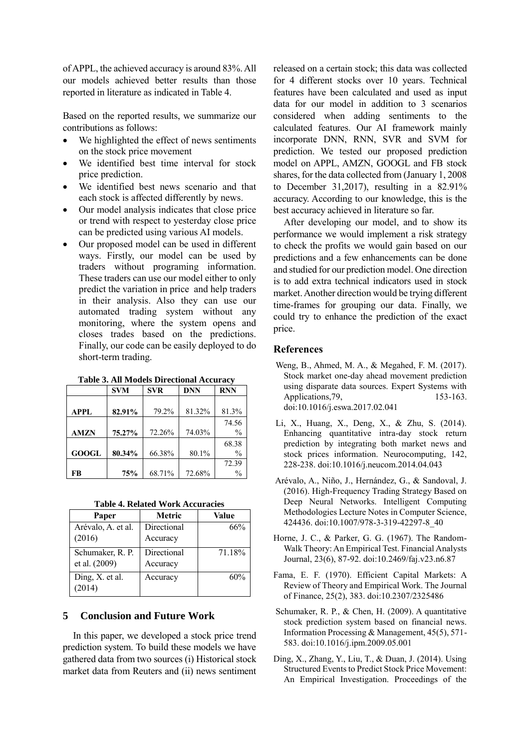of APPL, the achieved accuracy is around 83%. All our models achieved better results than those reported in literature as indicated in Table 4.

Based on the reported results, we summarize our contributions as follows:

- We highlighted the effect of news sentiments on the stock price movement
- We identified best time interval for stock price prediction.
- We identified best news scenario and that each stock is affected differently by news.
- Our model analysis indicates that close price or trend with respect to yesterday close price can be predicted using various AI models.
- Our proposed model can be used in different ways. Firstly, our model can be used by traders without programing information. These traders can use our model either to only predict the variation in price and help traders in their analysis. Also they can use our automated trading system without any monitoring, where the system opens and closes trades based on the predictions. Finally, our code can be easily deployed to do short-term trading.

**Table 3. All Models Directional Accuracy**

| | SVM | SVR | DNN | RNN |
|---|---|---|---|---|
| **APPL** | **82.91%** | 79.2% | 81.32% | 81.3% |
| **AMZN** | **75.27%** | 72.26% | 74.03% | 74.56% |
| **GOOGL** | **80.34%** | 66.38% | 80.1% | 68.38% |
| **FB** | **75%** | 68.71% | 72.68% | 72.39% |

**Table 4. Related Work Accuracies**

| Paper | Metric | Value |
|---|---|---|
| Arévalo, A. et al. (2016) | Directional Accuracy | 66% |
| Schumaker, R. P. et al. (2009) | Directional Accuracy | 71.18% |
| Ding, X. et al. (2014) | Accuracy | 60% |

## 5 Conclusion and Future Work

In this paper, we developed a stock price trend prediction system. To build these models we have gathered data from two sources (i) Historical stock market data from Reuters and (ii) news sentiment released on a certain stock; this data was collected for 4 different stocks over 10 years. Technical features have been calculated and used as input data for our model in addition to 3 scenarios considered when adding sentiments to the calculated features. Our AI framework mainly incorporate DNN, RNN, SVR and SVM for prediction. We tested our proposed prediction model on APPL, AMZN, GOOGL and FB stock shares, for the data collected from (January 1, 2008 to December 31,2017), resulting in a 82.91% accuracy. According to our knowledge, this is the best accuracy achieved in literature so far.

After developing our model, and to show its performance we would implement a risk strategy to check the profits we would gain based on our predictions and a few enhancements can be done and studied for our prediction model. One direction is to add extra technical indicators used in stock market. Another direction would be trying different time-frames for grouping our data. Finally, we could try to enhance the prediction of the exact price.

## References

Weng, B., Ahmed, M. A., & Megahed, F. M. (2017). Stock market one-day ahead movement prediction using disparate data sources. Expert Systems with Applications,79, 153-163. doi:10.1016/j.eswa.2017.02.041

Li, X., Huang, X., Deng, X., & Zhu, S. (2014). Enhancing quantitative intra-day stock return prediction by integrating both market news and stock prices information. Neurocomputing, 142, 228-238. doi:10.1016/j.neucom.2014.04.043

Arévalo, A., Niño, J., Hernández, G., & Sandoval, J. (2016). High-Frequency Trading Strategy Based on Deep Neural Networks. Intelligent Computing Methodologies Lecture Notes in Computer Science, 424436. doi:10.1007/978-3-319-42297-8_40

Horne, J. C., & Parker, G. G. (1967). The Random-Walk Theory: An Empirical Test. Financial Analysts Journal, 23(6), 87-92. doi:10.2469/faj.v23.n6.87

Fama, E. F. (1970). Efficient Capital Markets: A Review of Theory and Empirical Work. The Journal of Finance, 25(2), 383. doi:10.2307/2325486

Schumaker, R. P., & Chen, H. (2009). A quantitative stock prediction system based on financial news. Information Processing & Management, 45(5), 571-583. doi:10.1016/j.ipm.2009.05.001

Ding, X., Zhang, Y., Liu, T., & Duan, J. (2014). Using Structured Events to Predict Stock Price Movement: An Empirical Investigation. Proceedings of the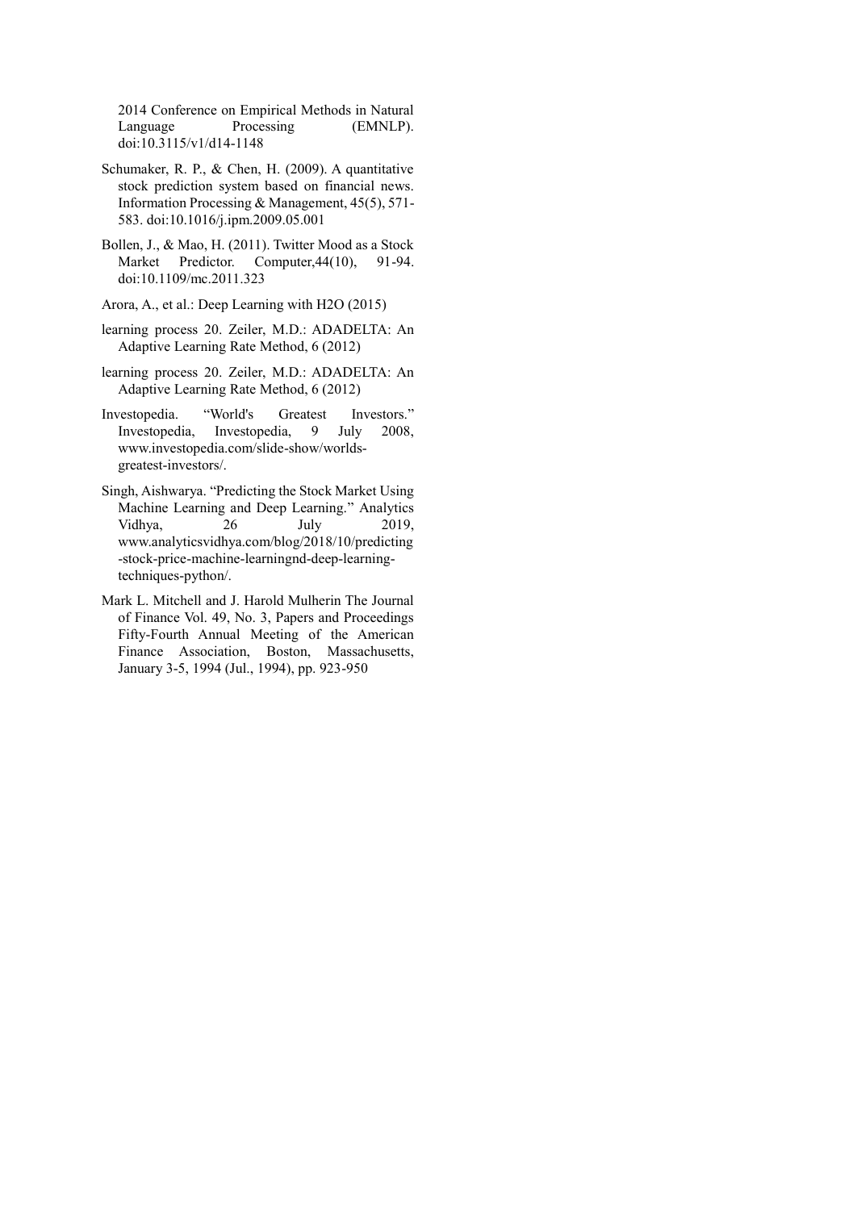2014 Conference on Empirical Methods in Natural Language Processing (EMNLP). doi:10.3115/v1/d14-1148

Schumaker, R. P., & Chen, H. (2009). A quantitative stock prediction system based on financial news. Information Processing & Management, 45(5), 571-583. doi:10.1016/j.ipm.2009.05.001

Bollen, J., & Mao, H. (2011). Twitter Mood as a Stock Market Predictor. Computer,44(10), 91-94. doi:10.1109/mc.2011.323

Arora, A., et al.: Deep Learning with H2O (2015)

learning process 20. Zeiler, M.D.: ADADELTA: An Adaptive Learning Rate Method, 6 (2012)

learning process 20. Zeiler, M.D.: ADADELTA: An Adaptive Learning Rate Method, 6 (2012)

Investopedia. "World's Greatest Investors." Investopedia, Investopedia, 9 July 2008, www.investopedia.com/slide-show/worlds-greatest-investors/.

Singh, Aishwarya. "Predicting the Stock Market Using Machine Learning and Deep Learning." Analytics Vidhya, 26 July 2019, www.analyticsvidhya.com/blog/2018/10/predicting-stock-price-machine-learningnd-deep-learning-techniques-python/.

Mark L. Mitchell and J. Harold Mulherin The Journal of Finance Vol. 49, No. 3, Papers and Proceedings Fifty-Fourth Annual Meeting of the American Finance Association, Boston, Massachusetts, January 3-5, 1994 (Jul., 1994), pp. 923-950